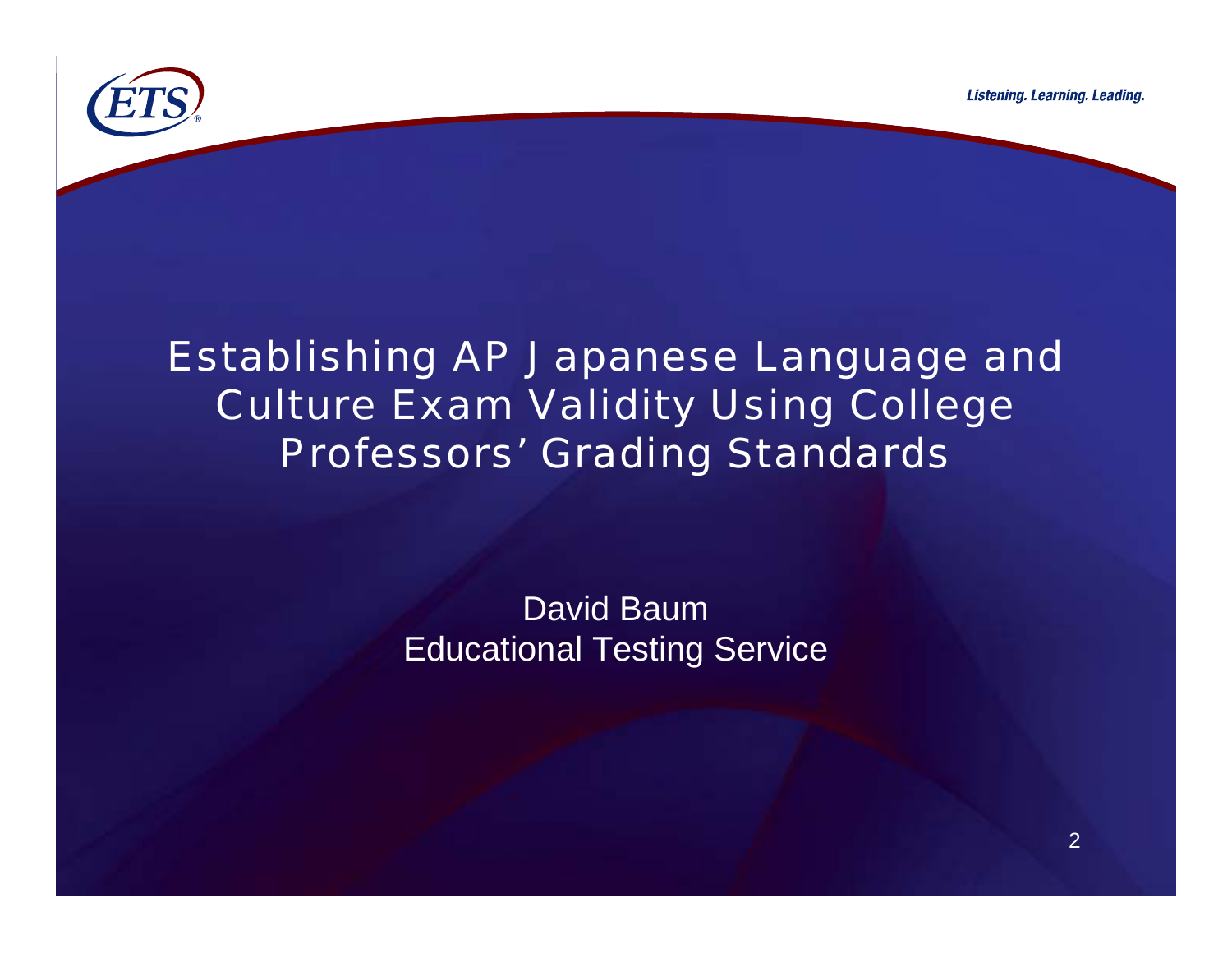# Establishing AP Japanese Language and Culture Exam Validity Using College Professors' Grading Standards

David Baum
Educational Testing Service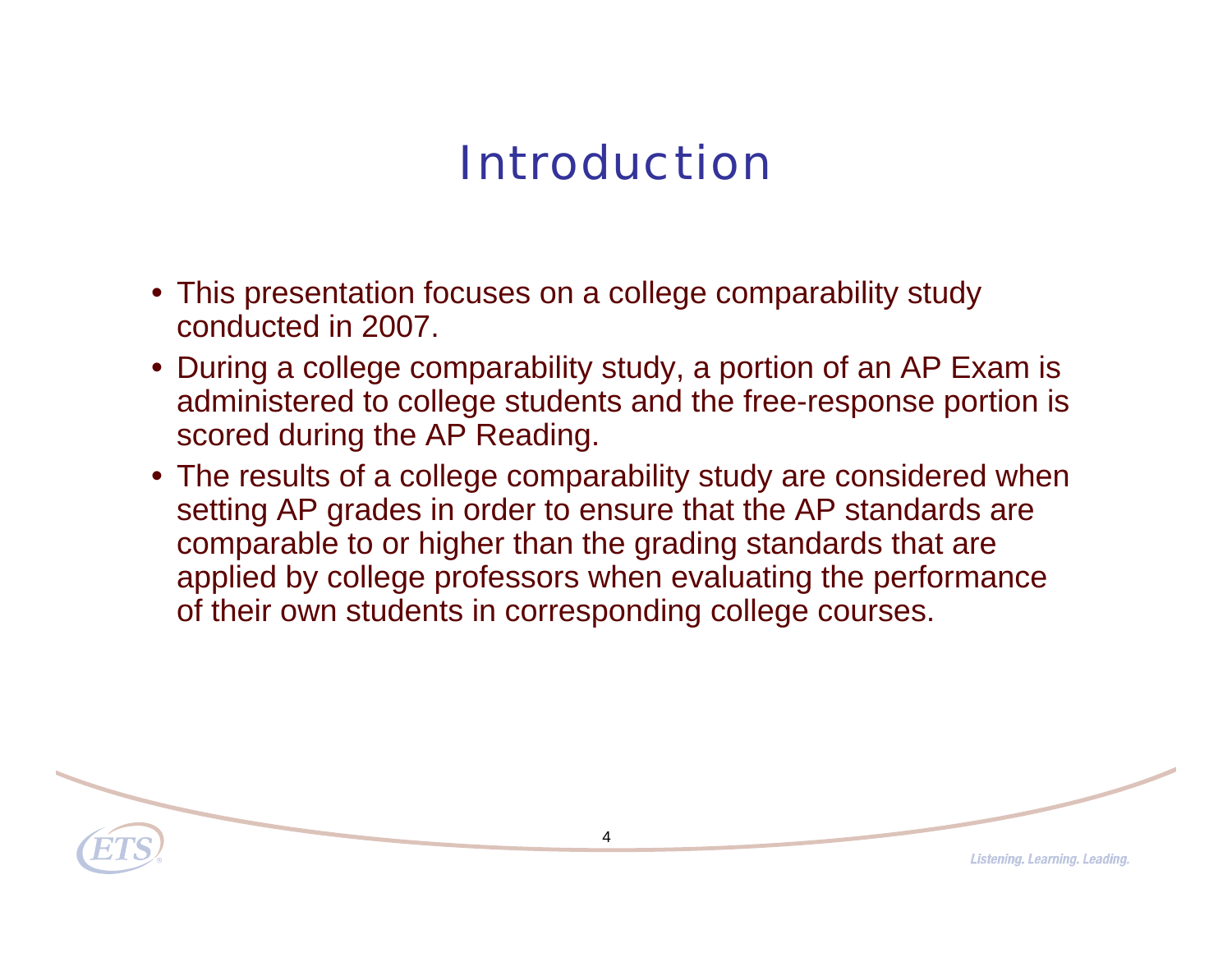# Introduction

- This presentation focuses on a college comparability study conducted in 2007.
- During a college comparability study, a portion of an AP Exam is administered to college students and the free-response portion is scored during the AP Reading.
- The results of a college comparability study are considered when setting AP grades in order to ensure that the AP standards are comparable to or higher than the grading standards that are applied by college professors when evaluating the performance of their own students in corresponding college courses.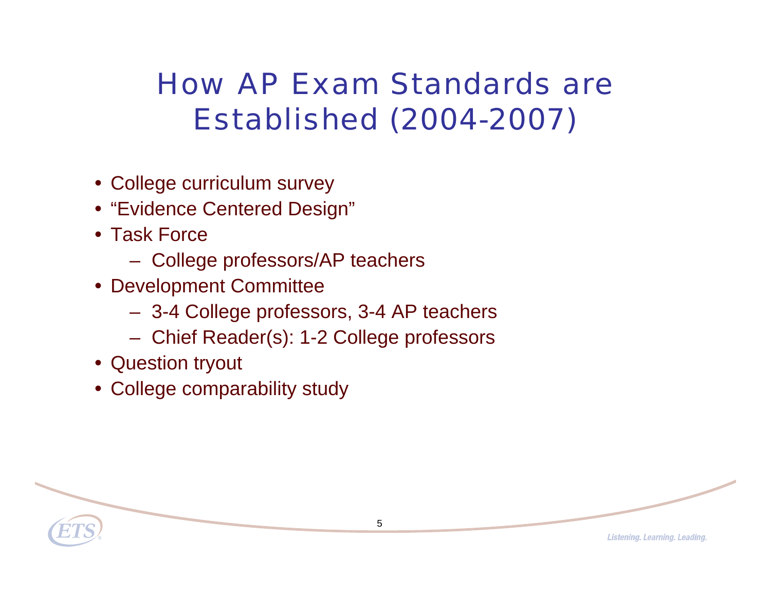# How AP Exam Standards are Established (2004-2007)

- College curriculum survey
- “Evidence Centered Design”
- Task Force
  - College professors/AP teachers
- Development Committee
  - 3-4 College professors, 3-4 AP teachers
  - Chief Reader(s): 1-2 College professors
- Question tryout
- College comparability study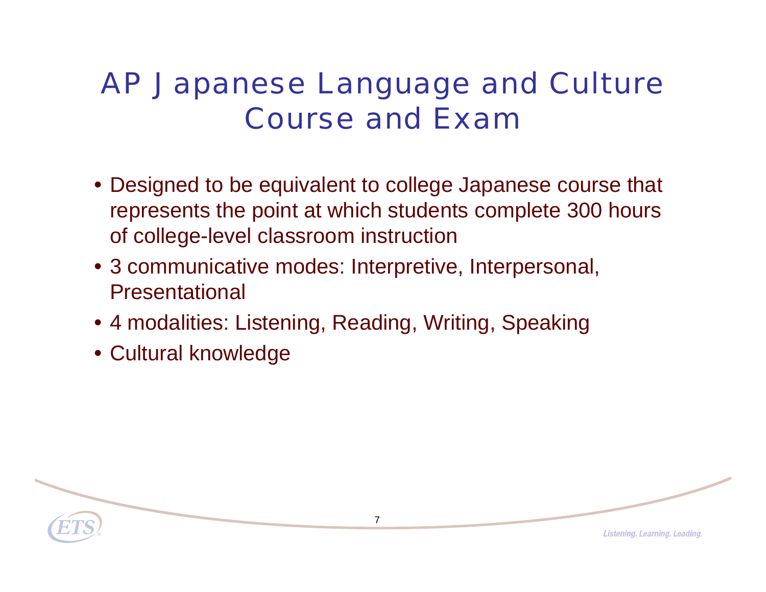# AP Japanese Language and Culture Course and Exam

- Designed to be equivalent to college Japanese course that represents the point at which students complete 300 hours of college-level classroom instruction
- 3 communicative modes: Interpretive, Interpersonal, Presentational
- 4 modalities: Listening, Reading, Writing, Speaking
- Cultural knowledge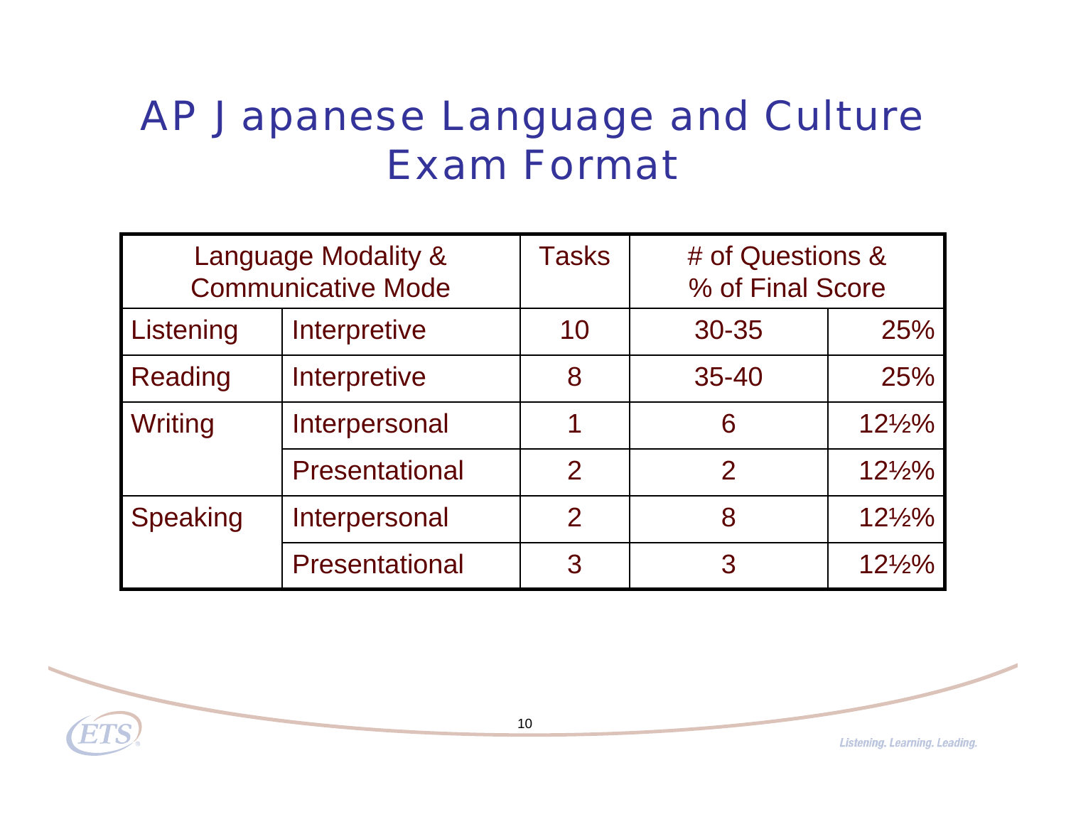# AP Japanese Language and Culture Exam Format

| Language Modality & Communicative Mode | | Tasks | # of Questions & % of Final Score | |
|---|---|---|---|---|
| Listening | Interpretive | 10 | 30-35 | 25% |
| Reading | Interpretive | 8 | 35-40 | 25% |
| Writing | Interpersonal | 1 | 6 | 12½% |
| | Presentational | 2 | 2 | 12½% |
| Speaking | Interpersonal | 2 | 8 | 12½% |
| | Presentational | 3 | 3 | 12½% |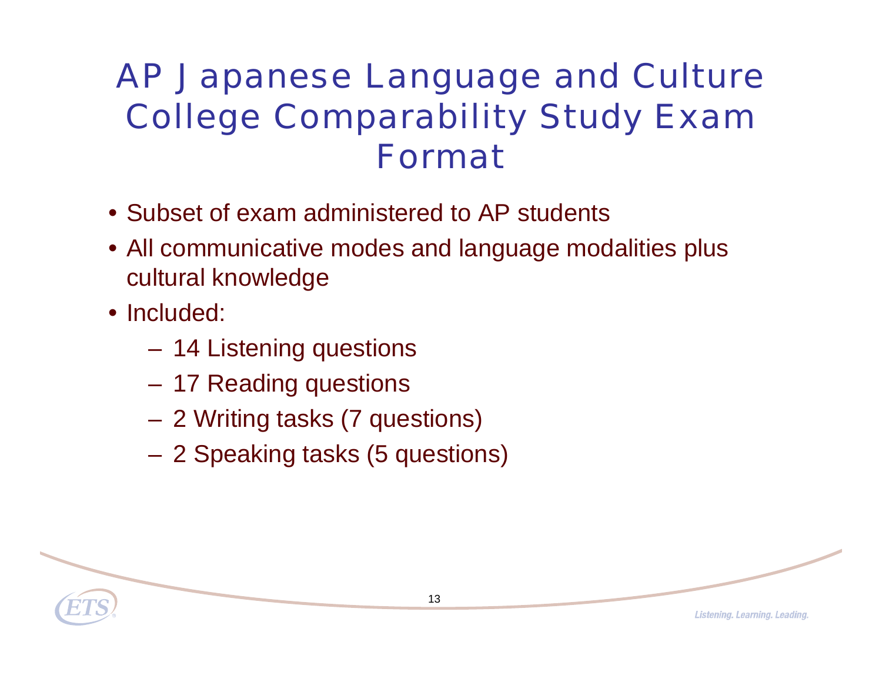# AP Japanese Language and Culture College Comparability Study Exam Format

- Subset of exam administered to AP students
- All communicative modes and language modalities plus cultural knowledge
- Included:
  - 14 Listening questions
  - 17 Reading questions
  - 2 Writing tasks (7 questions)
  - 2 Speaking tasks (5 questions)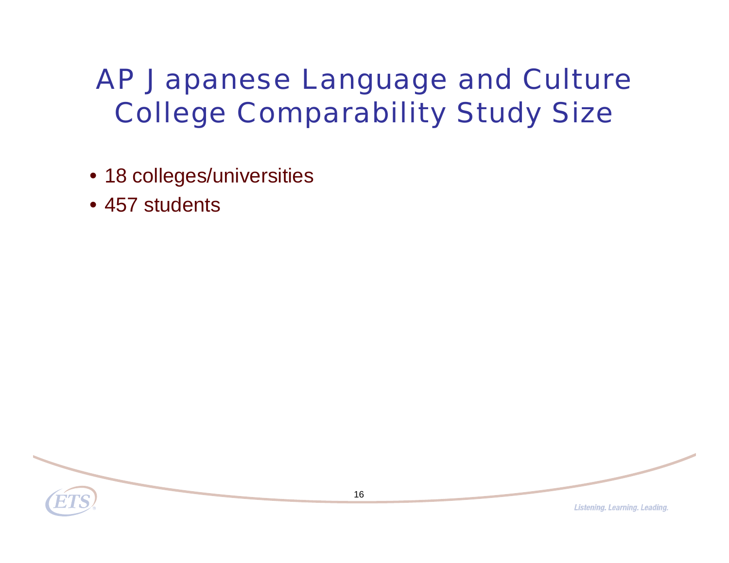# AP Japanese Language and Culture College Comparability Study Size

- 18 colleges/universities
- 457 students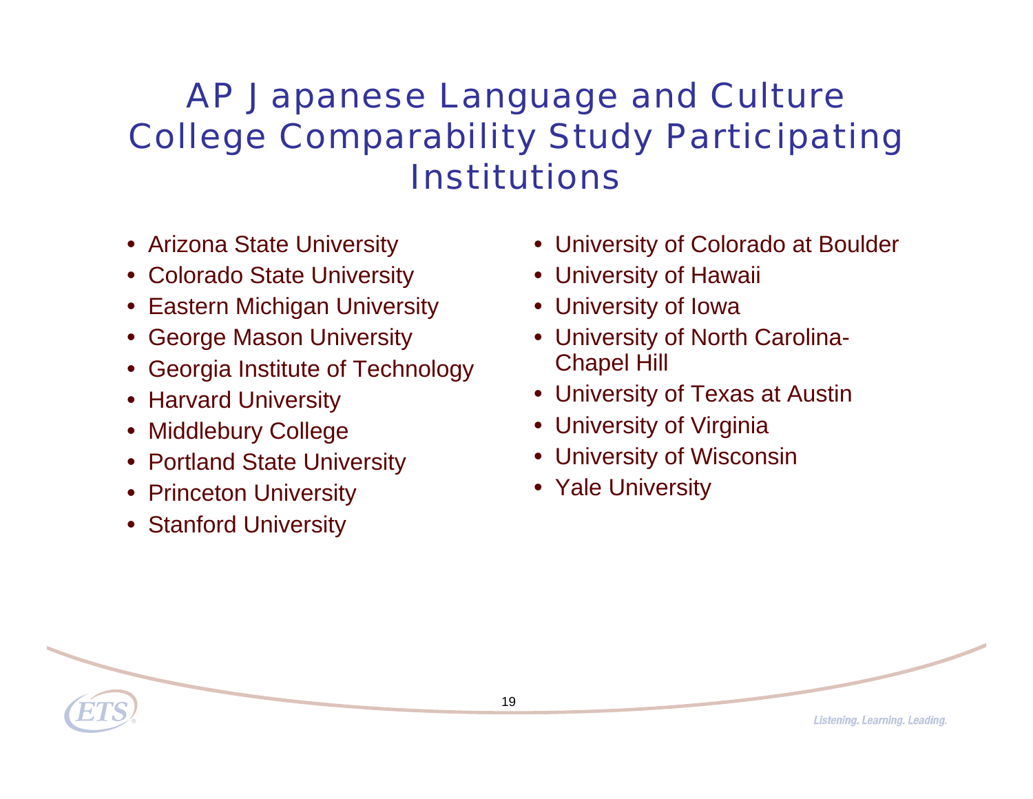# AP Japanese Language and Culture College Comparability Study Participating Institutions

- Arizona State University
- Colorado State University
- Eastern Michigan University
- George Mason University
- Georgia Institute of Technology
- Harvard University
- Middlebury College
- Portland State University
- Princeton University
- Stanford University
- University of Colorado at Boulder
- University of Hawaii
- University of Iowa
- University of North Carolina-Chapel Hill
- University of Texas at Austin
- University of Virginia
- University of Wisconsin
- Yale University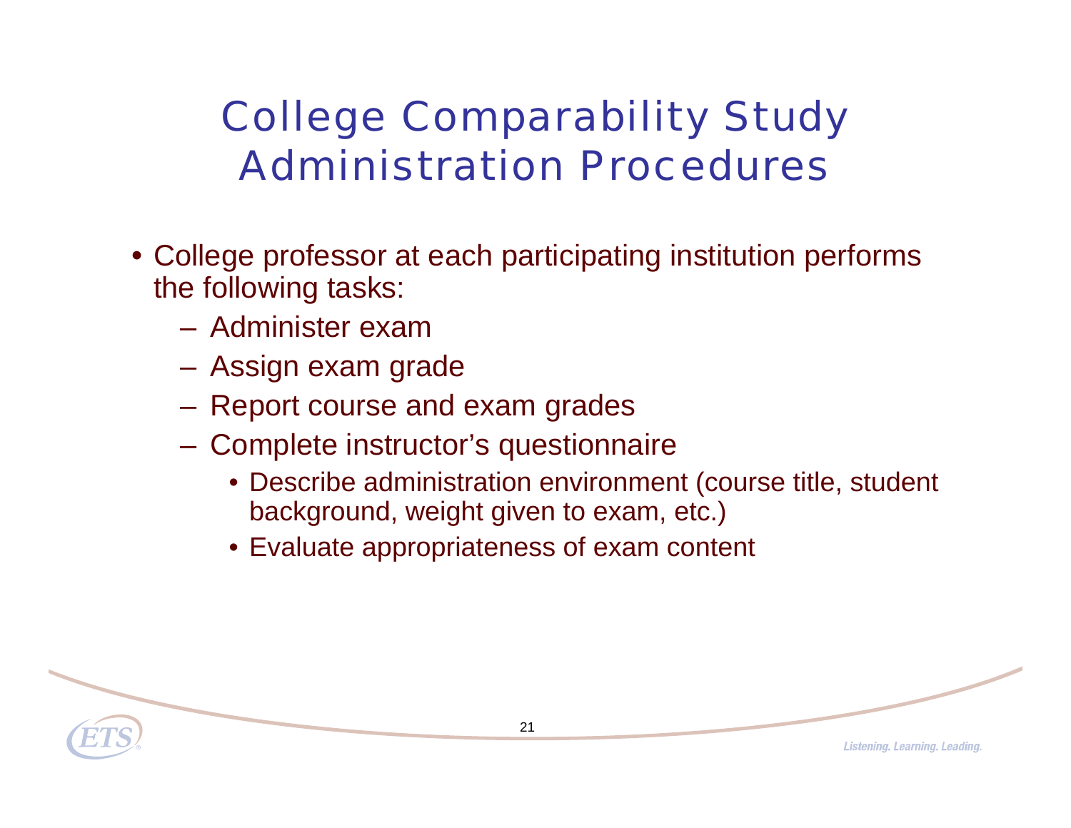# College Comparability Study Administration Procedures

- College professor at each participating institution performs the following tasks:
  - Administer exam
  - Assign exam grade
  - Report course and exam grades
  - Complete instructor's questionnaire
    - Describe administration environment (course title, student background, weight given to exam, etc.)
    - Evaluate appropriateness of exam content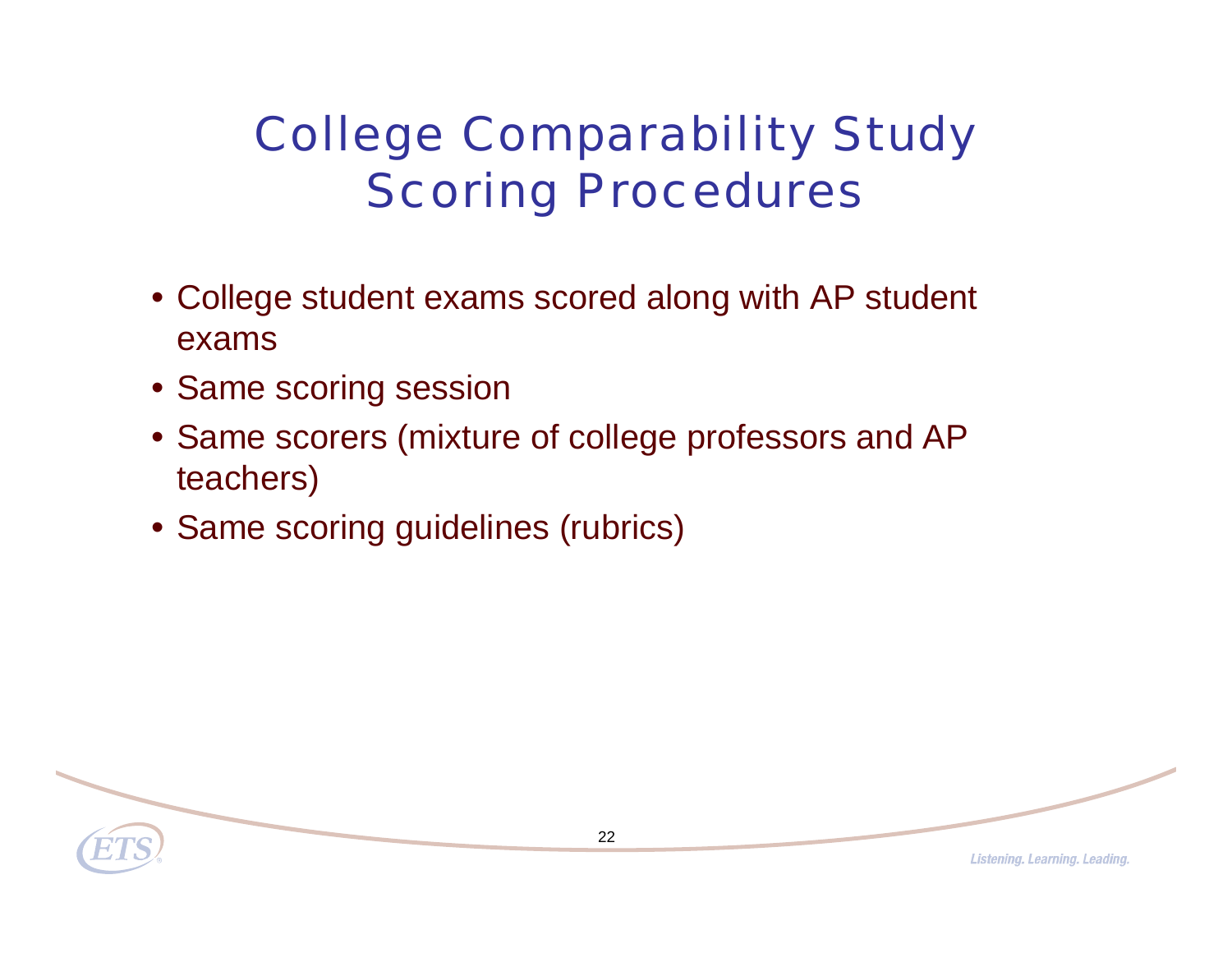# College Comparability Study Scoring Procedures

- College student exams scored along with AP student exams
- Same scoring session
- Same scorers (mixture of college professors and AP teachers)
- Same scoring guidelines (rubrics)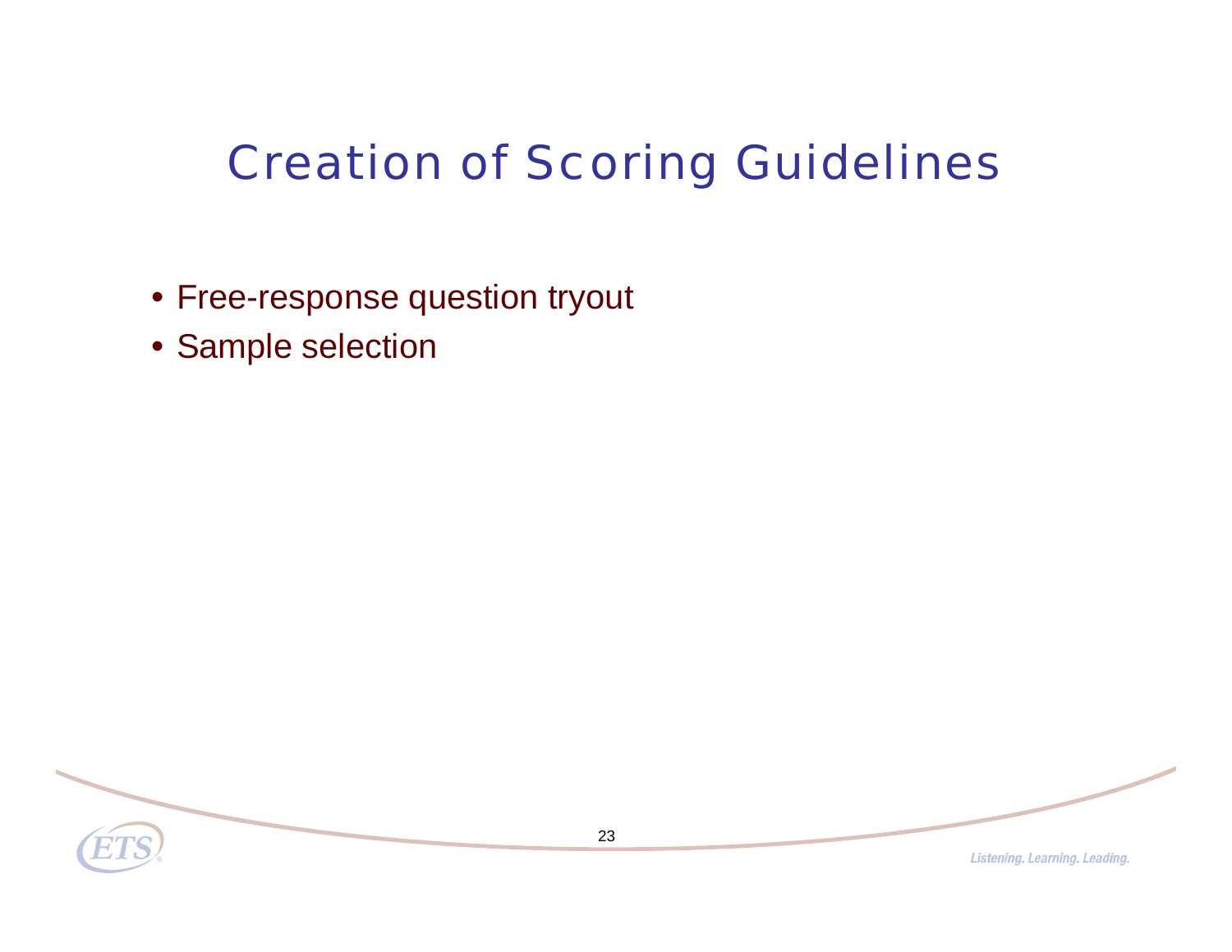# Creation of Scoring Guidelines

- Free-response question tryout
- Sample selection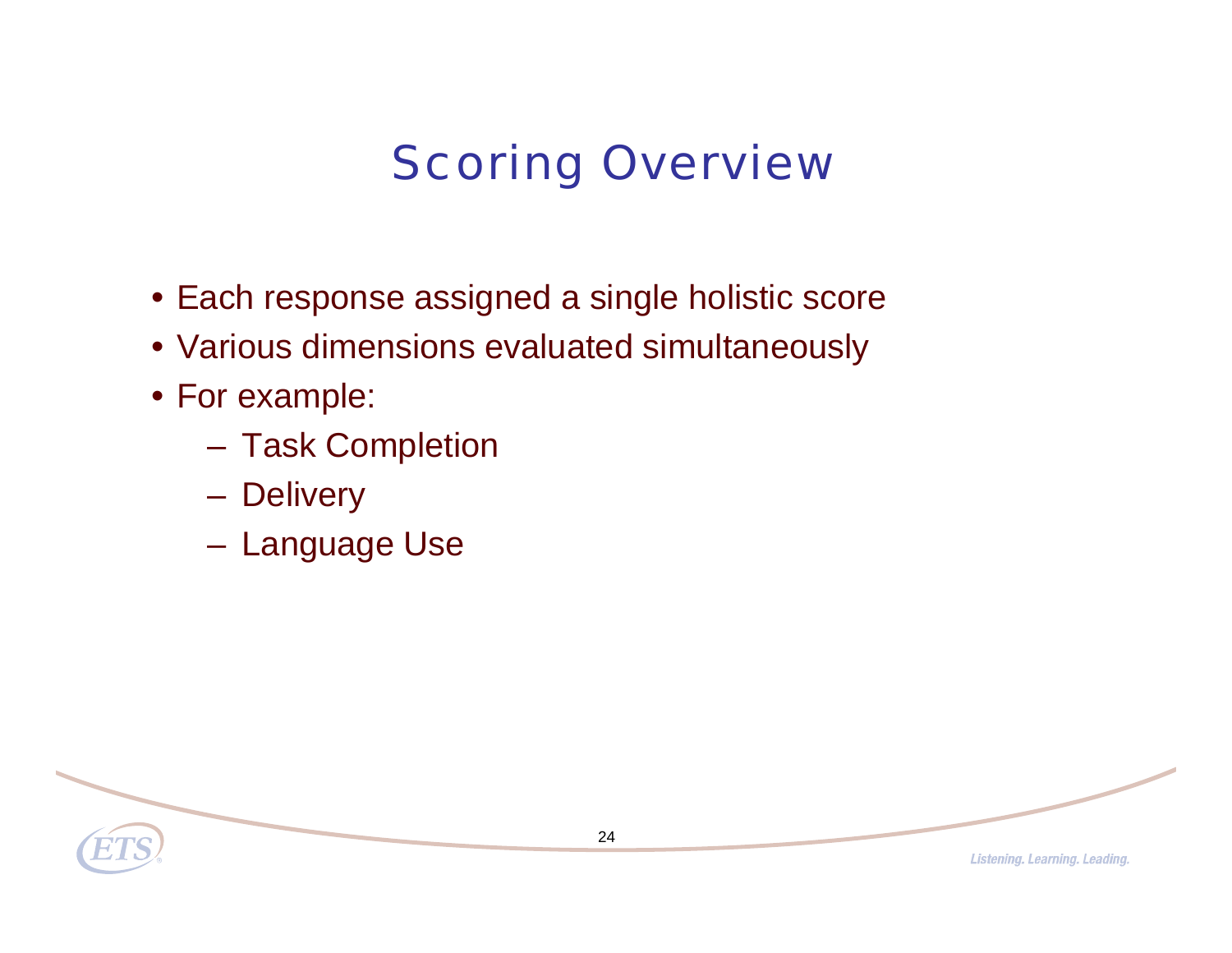# Scoring Overview

- Each response assigned a single holistic score
- Various dimensions evaluated simultaneously
- For example:
  - Task Completion
  - Delivery
  - Language Use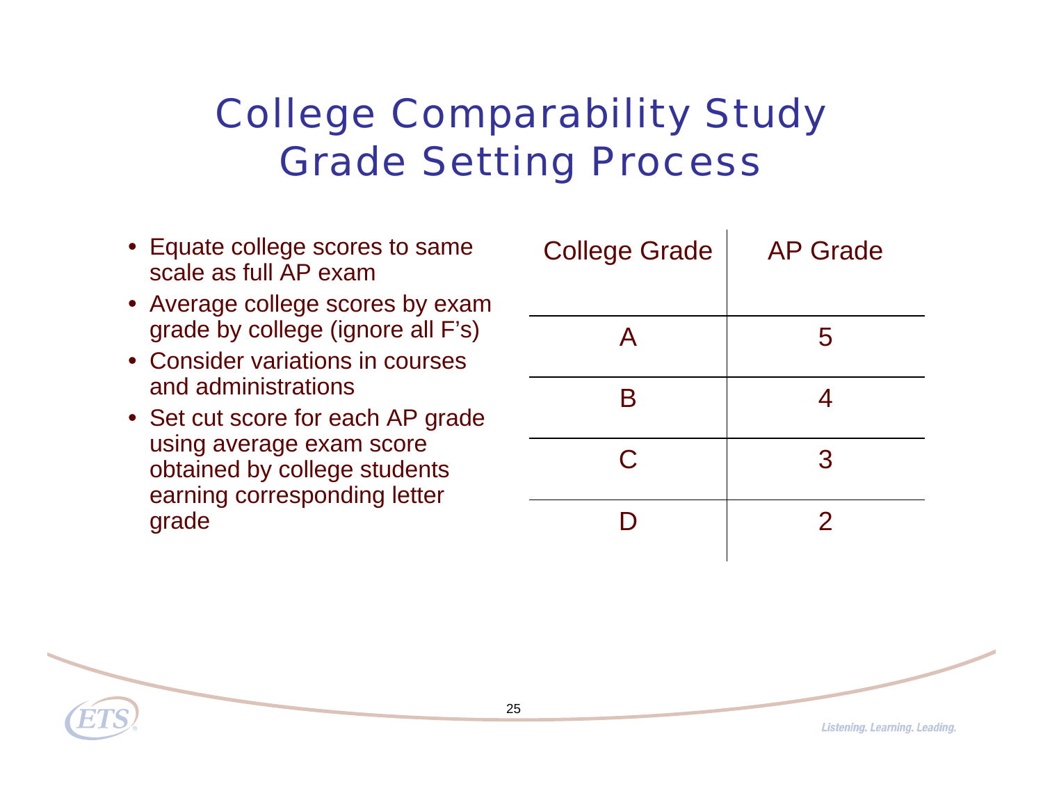# College Comparability Study Grade Setting Process

- Equate college scores to same scale as full AP exam
- Average college scores by exam grade by college (ignore all F's)
- Consider variations in courses and administrations
- Set cut score for each AP grade using average exam score obtained by college students earning corresponding letter grade

| College Grade | AP Grade |
| --- | --- |
| A | 5 |
| B | 4 |
| C | 3 |
| D | 2 |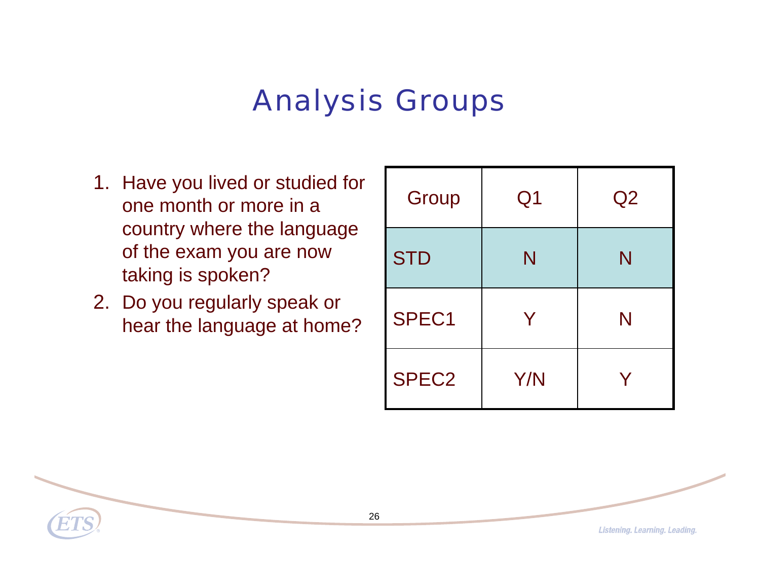# Analysis Groups

1. Have you lived or studied for one month or more in a country where the language of the exam you are now taking is spoken?
2. Do you regularly speak or hear the language at home?

| Group | Q1 | Q2 |
| --- | --- | --- |
| STD | N | N |
| SPEC1 | Y | N |
| SPEC2 | Y/N | Y |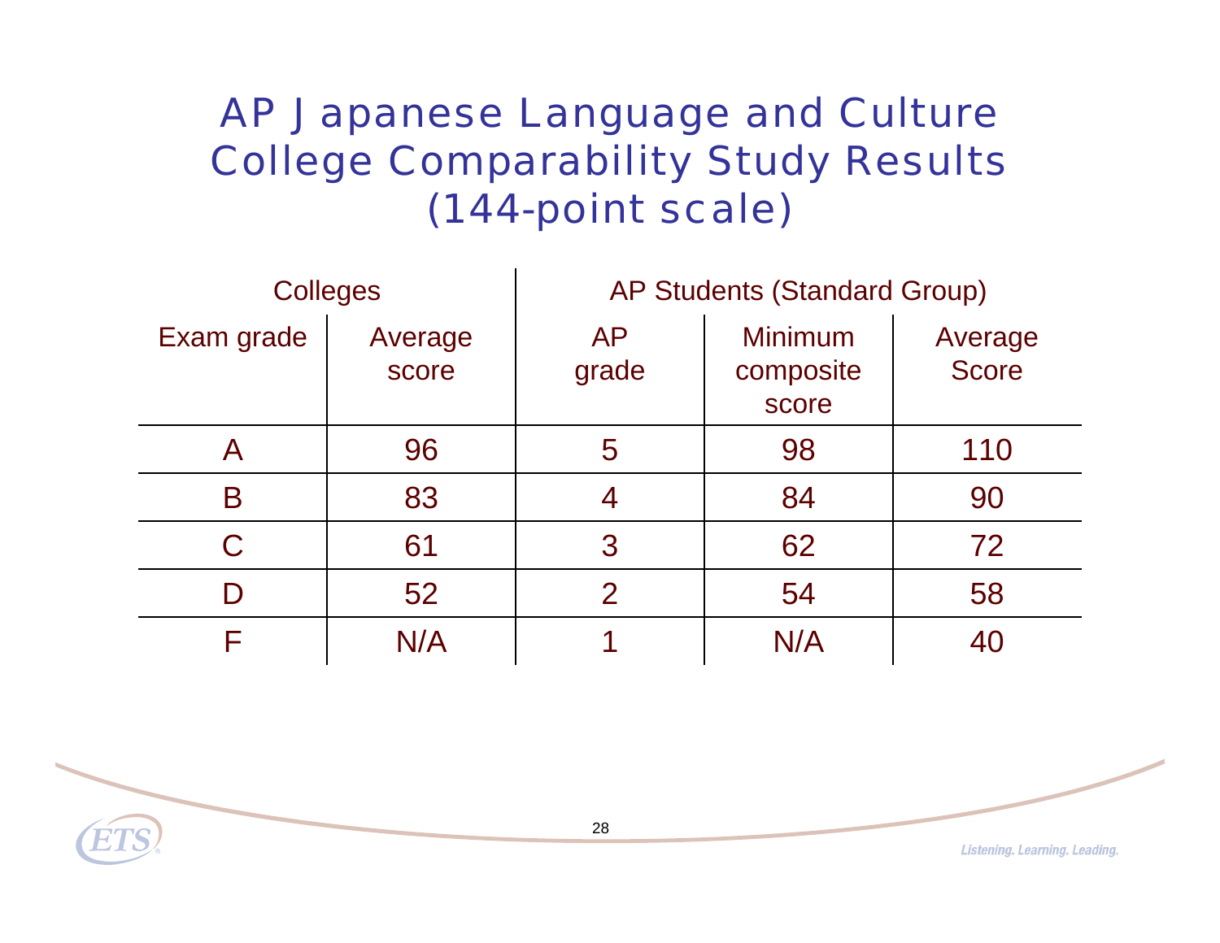# AP Japanese Language and Culture College Comparability Study Results (144-point scale)

| Colleges | | AP Students (Standard Group) | | |
|---|---|---|---|---|
| Exam grade | Average score | AP grade | Minimum composite score | Average Score |
| A | 96 | 5 | 98 | 110 |
| B | 83 | 4 | 84 | 90 |
| C | 61 | 3 | 62 | 72 |
| D | 52 | 2 | 54 | 58 |
| F | N/A | 1 | N/A | 40 |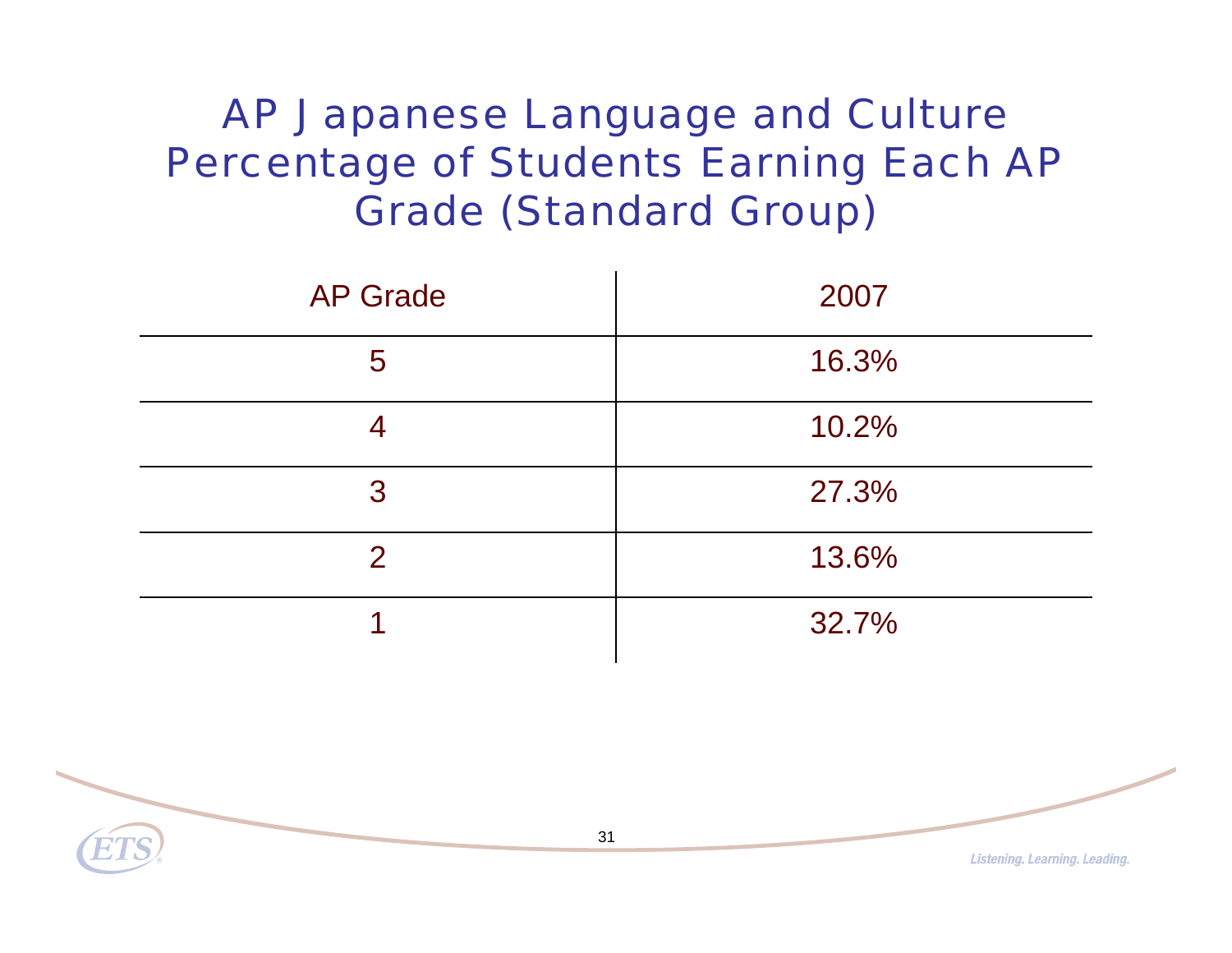# AP Japanese Language and Culture Percentage of Students Earning Each AP Grade (Standard Group)

| AP Grade | 2007 |
|---|---|
| 5 | 16.3% |
| 4 | 10.2% |
| 3 | 27.3% |
| 2 | 13.6% |
| 1 | 32.7% |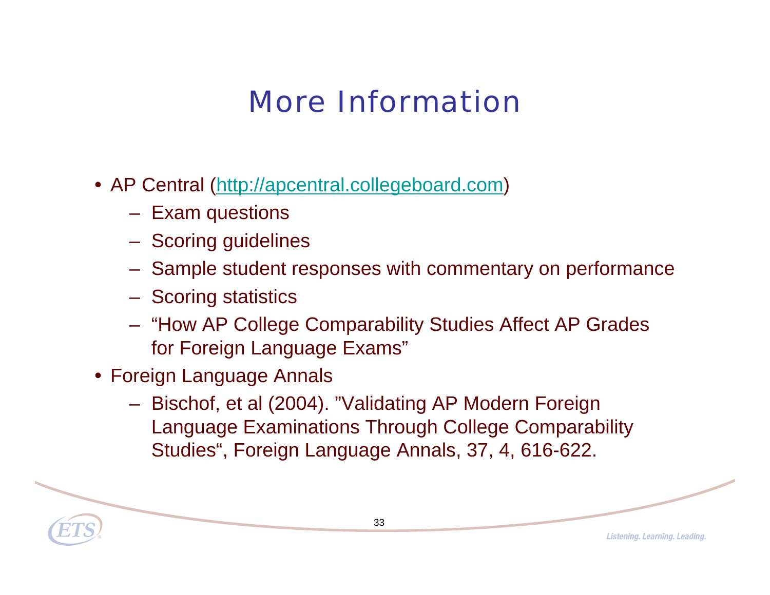# More Information

- AP Central (http://apcentral.collegeboard.com)
  - Exam questions
  - Scoring guidelines
  - Sample student responses with commentary on performance
  - Scoring statistics
  - "How AP College Comparability Studies Affect AP Grades for Foreign Language Exams"
- Foreign Language Annals
  - Bischof, et al (2004). "Validating AP Modern Foreign Language Examinations Through College Comparability Studies", Foreign Language Annals, 37, 4, 616-622.